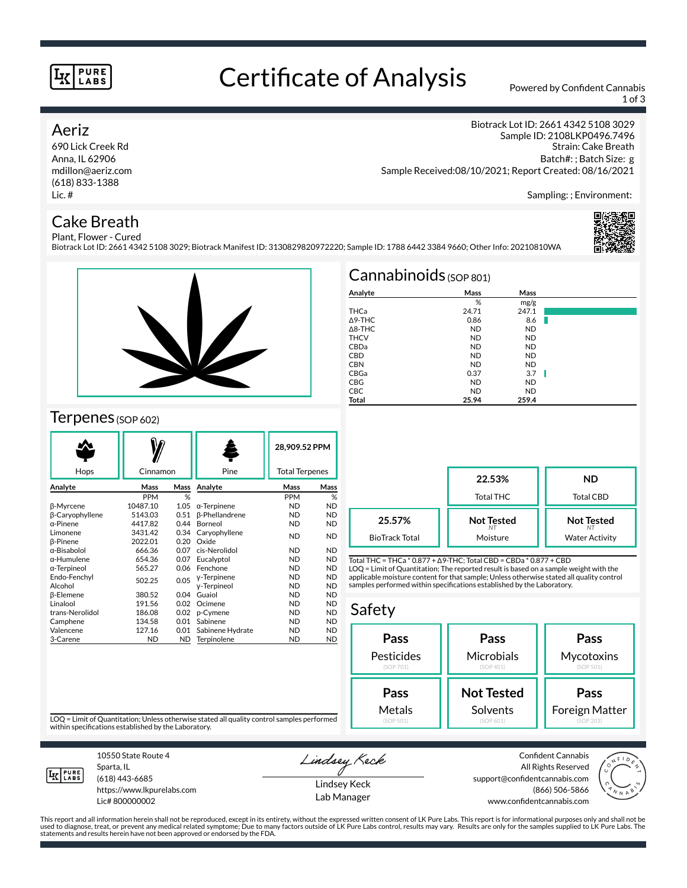# Certificate of Analysis

Powered by Confident Cannabis

## Aeriz

690 Lick Creek Rd
Anna, IL 62906
mdillon@aeriz.com
(618) 833-1388
Lic. #

Biotrack Lot ID: 2661 4342 5108 3029
Sample ID: 2108LKP0496.7496
Strain: Cake Breath
Batch#: ; Batch Size: g
Sample Received:08/10/2021; Report Created: 08/16/2021

Sampling: ; Environment:

## Cake Breath

Plant, Flower - Cured
Biotrack Lot ID: 2661 4342 5108 3029; Biotrack Manifest ID: 3130829820972220; Sample ID: 1788 6442 3384 9660; Other Info: 20210810WA

## Cannabinoids (SOP 801)

| Analyte | Mass | Mass |
|---|---|---|
| | % | mg/g |
| THCa | 24.71 | 247.1 |
| Δ9-THC | 0.86 | 8.6 |
| Δ8-THC | ND | ND |
| THCV | ND | ND |
| CBDa | ND | ND |
| CBD | ND | ND |
| CBN | ND | ND |
| CBGa | 0.37 | 3.7 |
| CBG | ND | ND |
| CBC | ND | ND |
| **Total** | **25.94** | **259.4** |

| | | |
|---|---|---|
| | **22.53%** Total THC | **ND** Total CBD |
| **25.57%** BioTrack Total | **Not Tested** (NT) Moisture | **Not Tested** (NT) Water Activity |

Total THC = THCa * 0.877 + Δ9-THC; Total CBD = CBDa * 0.877 + CBD
LOQ = Limit of Quantitation; The reported result is based on a sample weight with the applicable moisture content for that sample; Unless otherwise stated all quality control samples performed within specifications established by the Laboratory.

## Terpenes (SOP 602)

Hops | Cinnamon | Pine | **28,909.52 PPM** Total Terpenes

| Analyte | Mass | Mass | Analyte | Mass | Mass |
|---|---|---|---|---|---|
| | PPM | % | | PPM | % |
| β-Myrcene | 10487.10 | 1.05 | α-Terpinene | ND | ND |
| β-Caryophyllene | 5143.03 | 0.51 | β-Phellandrene | ND | ND |
| α-Pinene | 4417.82 | 0.44 | Borneol | ND | ND |
| Limonene | 3431.42 | 0.34 | Caryophyllene Oxide | ND | ND |
| β-Pinene | 2022.01 | 0.20 | | | |
| α-Bisabolol | 666.36 | 0.07 | cis-Nerolidol | ND | ND |
| α-Humulene | 654.36 | 0.07 | Eucalyptol | ND | ND |
| α-Terpineol | 565.27 | 0.06 | Fenchone | ND | ND |
| Endo-Fenchyl Alcohol | 502.25 | 0.05 | γ-Terpinene | ND | ND |
| | | | γ-Terpineol | ND | ND |
| β-Elemene | 380.52 | 0.04 | Guaiol | ND | ND |
| Linalool | 191.56 | 0.02 | Ocimene | ND | ND |
| trans-Nerolidol | 186.08 | 0.02 | p-Cymene | ND | ND |
| Camphene | 134.58 | 0.01 | Sabinene | ND | ND |
| Valencene | 127.16 | 0.01 | Sabinene Hydrate | ND | ND |
| 3-Carene | ND | ND | Terpinolene | ND | ND |

LOQ = Limit of Quantitation; Unless otherwise stated all quality control samples performed within specifications established by the Laboratory.

## Safety

| | | |
|---|---|---|
| **Pass** Pesticides (SOP 701) | **Pass** Microbials (SOP 401) | **Pass** Mycotoxins (SOP 501) |
| **Pass** Metals (SOP 501) | **Not Tested** Solvents (SOP 601) | **Pass** Foreign Matter (SOP 203) |

10550 State Route 4
Sparta, IL
(618) 443-6685
https://www.lkpurelabs.com
Lic# 800000002

Lindsey Keck
Lab Manager

Confident Cannabis
All Rights Reserved
support@confidentcannabis.com
(866) 506-5866
www.confidentcannabis.com

This report and all information herein shall not be reproduced, except in its entirety, without the expressed written consent of LK Pure Labs. This report is for informational purposes only and shall not be used to diagnose, treat, or prevent any medical related symptome; Due to many factors outside of LK Pure Labs control, results may vary. Results are only for the samples supplied to LK Pure Labs. The statements and results herein have not been approved or endorsed by the FDA.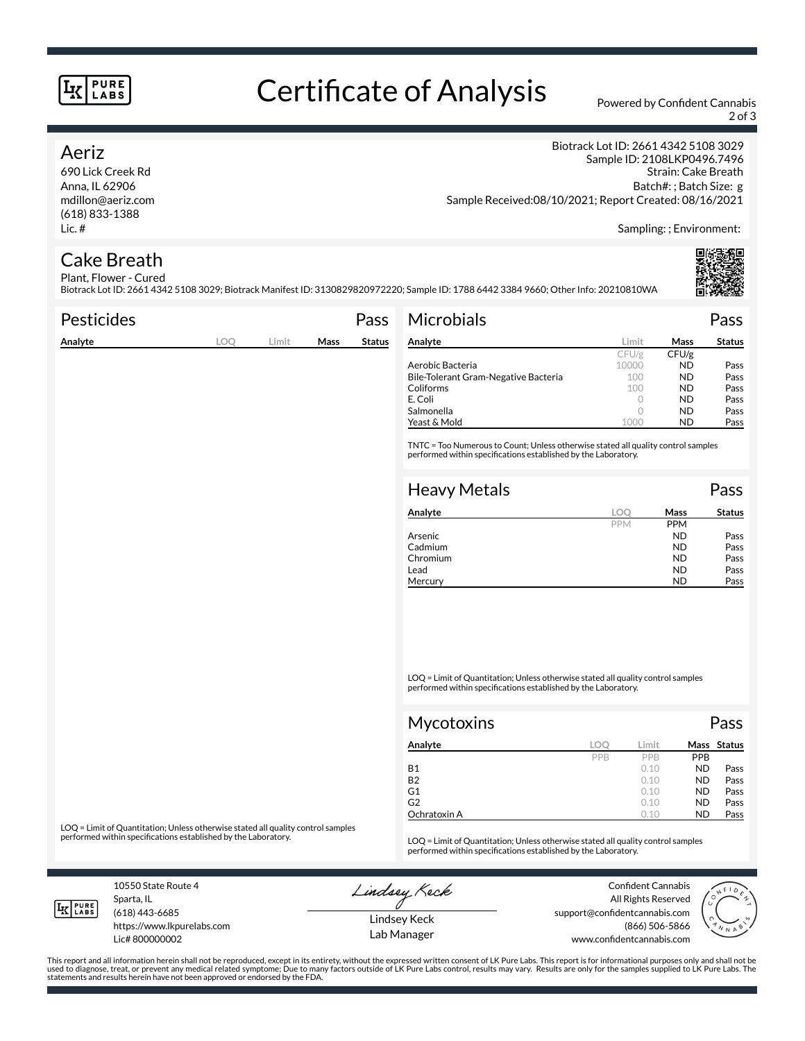# Certificate of Analysis

Powered by Confident Cannabis

## Aeriz

690 Lick Creek Rd
Anna, IL 62906
mdillon@aeriz.com
(618) 833-1388
Lic. #

Biotrack Lot ID: 2661 4342 5108 3029
Sample ID: 2108LKP0496.7496
Strain: Cake Breath
Batch#: ; Batch Size: g
Sample Received:08/10/2021; Report Created: 08/16/2021

Sampling: ; Environment:

## Cake Breath

Plant, Flower - Cured
Biotrack Lot ID: 2661 4342 5108 3029; Biotrack Manifest ID: 3130829820972220; Sample ID: 1788 6442 3384 9660; Other Info: 20210810WA

### Pesticides — Pass

| Analyte | LOQ | Limit | Mass | Status |
|---|---|---|---|---|

LOQ = Limit of Quantitation; Unless otherwise stated all quality control samples performed within specifications established by the Laboratory.

### Microbials — Pass

| Analyte | Limit | Mass | Status |
|---|---|---|---|
| | CFU/g | CFU/g | |
| Aerobic Bacteria | 10000 | ND | Pass |
| Bile-Tolerant Gram-Negative Bacteria | 100 | ND | Pass |
| Coliforms | 100 | ND | Pass |
| E. Coli | 0 | ND | Pass |
| Salmonella | 0 | ND | Pass |
| Yeast & Mold | 1000 | ND | Pass |

TNTC = Too Numerous to Count; Unless otherwise stated all quality control samples performed within specifications established by the Laboratory.

### Heavy Metals — Pass

| Analyte | LOQ | Mass | Status |
|---|---|---|---|
| | PPM | PPM | |
| Arsenic | | ND | Pass |
| Cadmium | | ND | Pass |
| Chromium | | ND | Pass |
| Lead | | ND | Pass |
| Mercury | | ND | Pass |

LOQ = Limit of Quantitation; Unless otherwise stated all quality control samples performed within specifications established by the Laboratory.

### Mycotoxins — Pass

| Analyte | LOQ | Limit | Mass | Status |
|---|---|---|---|---|
| | PPB | PPB | PPB | |
| B1 | | 0.10 | ND | Pass |
| B2 | | 0.10 | ND | Pass |
| G1 | | 0.10 | ND | Pass |
| G2 | | 0.10 | ND | Pass |
| Ochratoxin A | | 0.10 | ND | Pass |

LOQ = Limit of Quantitation; Unless otherwise stated all quality control samples performed within specifications established by the Laboratory.

10550 State Route 4
Sparta, IL
(618) 443-6685
https://www.lkpurelabs.com
Lic# 800000002

Lindsey Keck
Lab Manager

Confident Cannabis
All Rights Reserved
support@confidentcannabis.com
(866) 506-5866
www.confidentcannabis.com

This report and all information herein shall not be reproduced, except in its entirety, without the expressed written consent of LK Pure Labs. This report is for informational purposes only and shall not be used to diagnose, treat, or prevent any medical related symptome; Due to many factors outside of LK Pure Labs control, results may vary. Results are only for the samples supplied to LK Pure Labs. The statements and results herein have not been approved or endorsed by the FDA.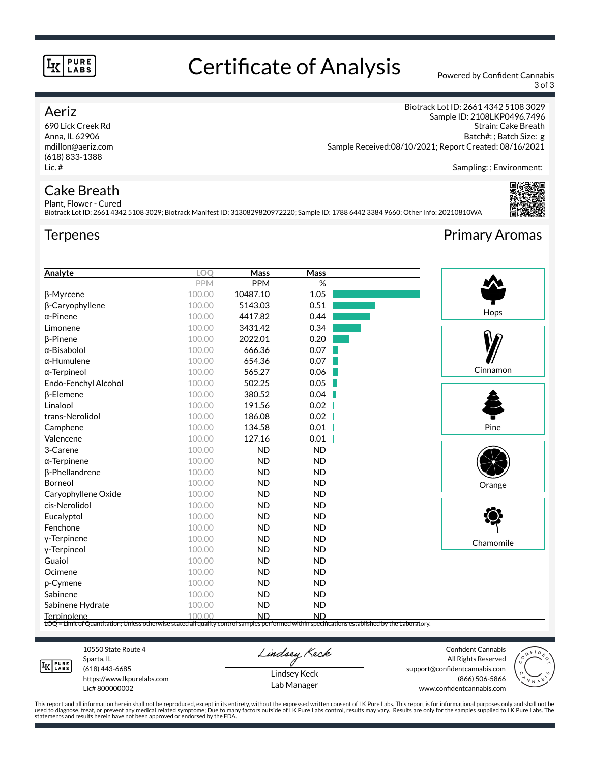# Certificate of Analysis

Powered by Confident Cannabis

## Aeriz

690 Lick Creek Rd
Anna, IL 62906
mdillon@aeriz.com
(618) 833-1388
Lic. #

Biotrack Lot ID: 2661 4342 5108 3029
Sample ID: 2108LKP0496.7496
Strain: Cake Breath
Batch#: ; Batch Size: g
Sample Received:08/10/2021; Report Created: 08/16/2021

Sampling: ; Environment:

## Cake Breath

Plant, Flower - Cured
Biotrack Lot ID: 2661 4342 5108 3029; Biotrack Manifest ID: 3130829820972220; Sample ID: 1788 6442 3384 9660; Other Info: 20210810WA

## Terpenes

| Analyte | LOQ | Mass | Mass |
|---|---|---|---|
| | PPM | PPM | % |
| β-Myrcene | 100.00 | 10487.10 | 1.05 |
| β-Caryophyllene | 100.00 | 5143.03 | 0.51 |
| α-Pinene | 100.00 | 4417.82 | 0.44 |
| Limonene | 100.00 | 3431.42 | 0.34 |
| β-Pinene | 100.00 | 2022.01 | 0.20 |
| α-Bisabolol | 100.00 | 666.36 | 0.07 |
| α-Humulene | 100.00 | 654.36 | 0.07 |
| α-Terpineol | 100.00 | 565.27 | 0.06 |
| Endo-Fenchyl Alcohol | 100.00 | 502.25 | 0.05 |
| β-Elemene | 100.00 | 380.52 | 0.04 |
| Linalool | 100.00 | 191.56 | 0.02 |
| trans-Nerolidol | 100.00 | 186.08 | 0.02 |
| Camphene | 100.00 | 134.58 | 0.01 |
| Valencene | 100.00 | 127.16 | 0.01 |
| 3-Carene | 100.00 | ND | ND |
| α-Terpinene | 100.00 | ND | ND |
| β-Phellandrene | 100.00 | ND | ND |
| Borneol | 100.00 | ND | ND |
| Caryophyllene Oxide | 100.00 | ND | ND |
| cis-Nerolidol | 100.00 | ND | ND |
| Eucalyptol | 100.00 | ND | ND |
| Fenchone | 100.00 | ND | ND |
| γ-Terpinene | 100.00 | ND | ND |
| γ-Terpineol | 100.00 | ND | ND |
| Guaiol | 100.00 | ND | ND |
| Ocimene | 100.00 | ND | ND |
| p-Cymene | 100.00 | ND | ND |
| Sabinene | 100.00 | ND | ND |
| Sabinene Hydrate | 100.00 | ND | ND |
| Terpinolene | 100.00 | ND | ND |

LOQ = Limit of Quantitation; Unless otherwise stated all quality control samples performed within specifications established by the Laboratory.

## Primary Aromas

Hops

Cinnamon

Pine

Orange

Chamomile

10550 State Route 4
Sparta, IL
(618) 443-6685
https://www.lkpurelabs.com
Lic# 800000002

Lindsey Keck
Lab Manager

Confident Cannabis
All Rights Reserved
support@confidentcannabis.com
(866) 506-5866
www.confidentcannabis.com

This report and all information herein shall not be reproduced, except in its entirety, without the expressed written consent of LK Pure Labs. This report is for informational purposes only and shall not be used to diagnose, treat, or prevent any medical related symptome; Due to many factors outside of LK Pure Labs control, results may vary. Results are only for the samples supplied to LK Pure Labs. The statements and results herein have not been approved or endorsed by the FDA.